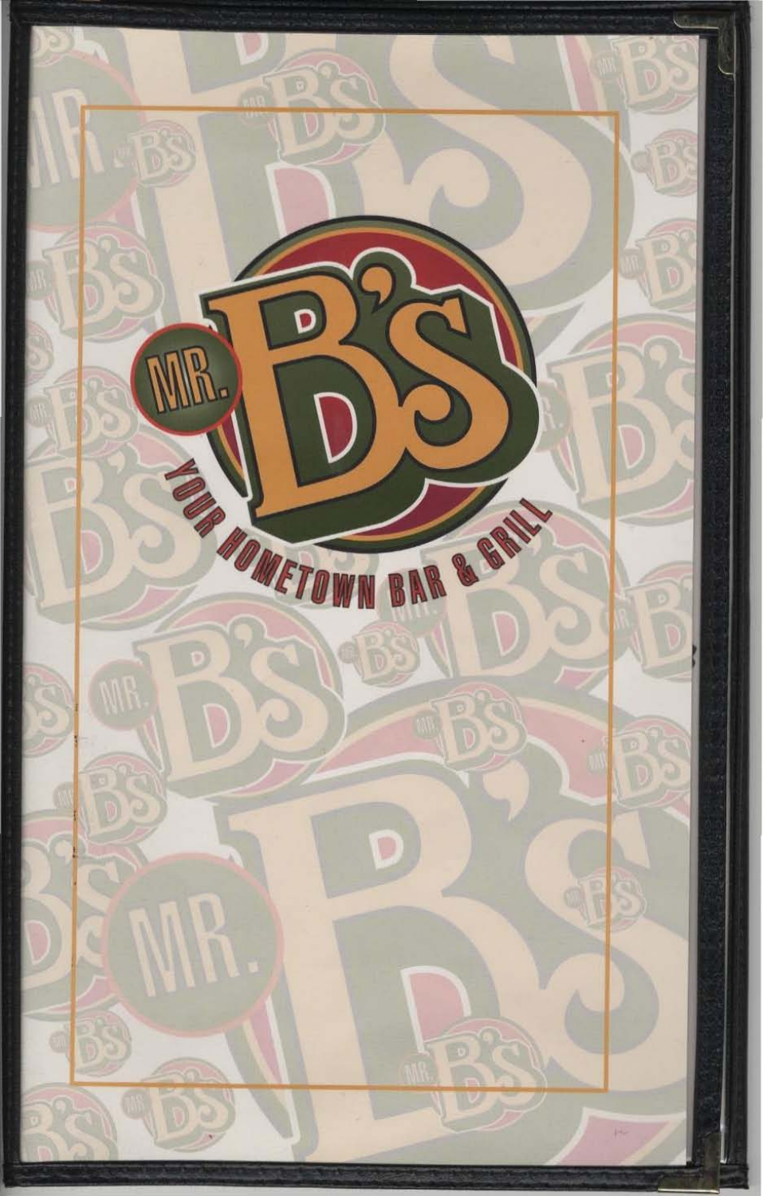# MR. B'S

YOUR HOMETOWN BAR & GRILL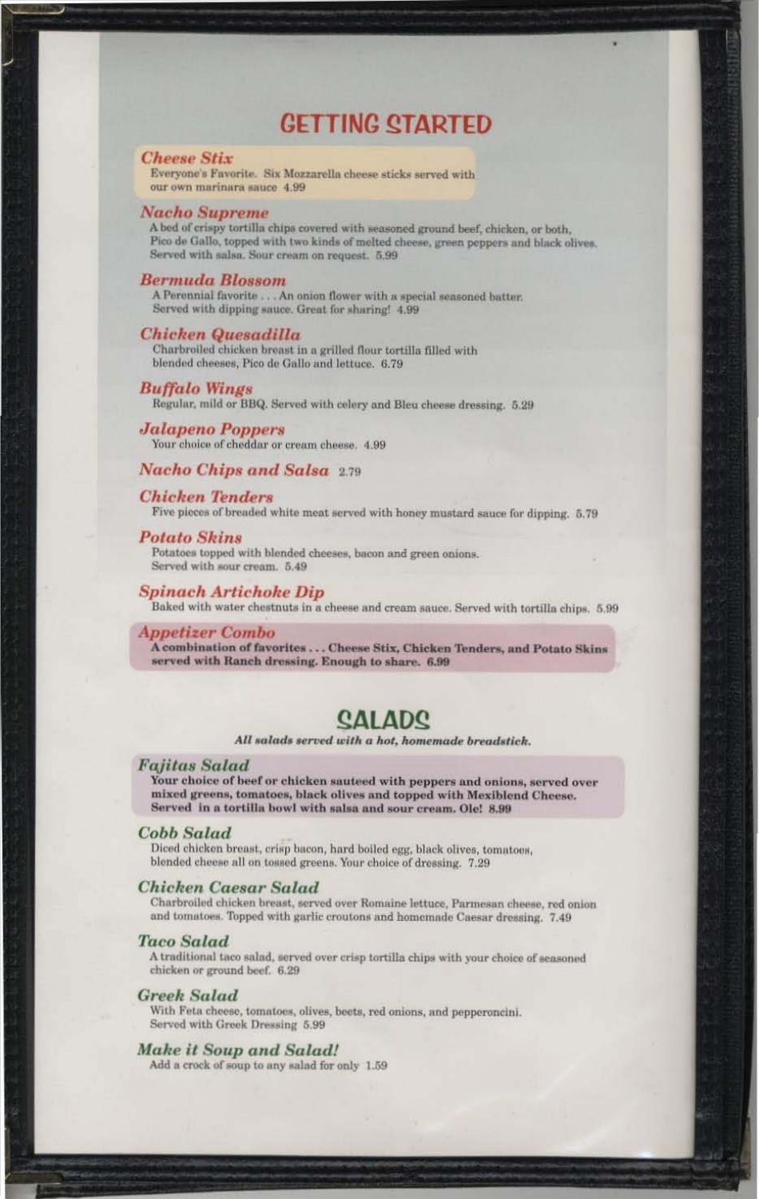# GETTING STARTED

### *Cheese Stix*

Everyone's Favorite. Six Mozzarella cheese sticks served with our own marinara sauce 4.99

### *Nacho Supreme*

A bed of crispy tortilla chips covered with seasoned ground beef, chicken, or both, Pico de Gallo, topped with two kinds of melted cheese, green peppers and black olives. Served with salsa. Sour cream on request. 5.99

### *Bermuda Blossom*

A Perennial favorite . . . An onion flower with a special seasoned batter. Served with dipping sauce. Great for sharing! 4.99

### *Chicken Quesadilla*

Charbroiled chicken breast in a grilled flour tortilla filled with blended cheeses, Pico de Gallo and lettuce. 6.79

### *Buffalo Wings*

Regular, mild or BBQ. Served with celery and Bleu cheese dressing. 5.29

### *Jalapeno Poppers*

Your choice of cheddar or cream cheese. 4.99

### *Nacho Chips and Salsa* 2.79

### *Chicken Tenders*

Five pieces of breaded white meat served with honey mustard sauce for dipping. 5.79

### *Potato Skins*

Potatoes topped with blended cheeses, bacon and green onions. Served with sour cream. 5.49

### *Spinach Artichoke Dip*

Baked with water chestnuts in a cheese and cream sauce. Served with tortilla chips. 5.99

### *Appetizer Combo*

**A combination of favorites . . . Cheese Stix, Chicken Tenders, and Potato Skins served with Ranch dressing. Enough to share. 6.99**

# SALADS

***All salads served with a hot, homemade breadstick.***

### *Fajitas Salad*

**Your choice of beef or chicken sauteed with peppers and onions, served over mixed greens, tomatoes, black olives and topped with Mexiblend Cheese. Served in a tortilla bowl with salsa and sour cream. Ole! 8.99**

### *Cobb Salad*

Diced chicken breast, crisp bacon, hard boiled egg, black olives, tomatoes, blended cheese all on tossed greens. Your choice of dressing. 7.29

### *Chicken Caesar Salad*

Charbroiled chicken breast, served over Romaine lettuce, Parmesan cheese, red onion and tomatoes. Topped with garlic croutons and homemade Caesar dressing. 7.49

### *Taco Salad*

A traditional taco salad, served over crisp tortilla chips with your choice of seasoned chicken or ground beef. 6.29

### *Greek Salad*

With Feta cheese, tomatoes, olives, beets, red onions, and pepperoncini. Served with Greek Dressing 5.99

### *Make it Soup and Salad!*

Add a crock of soup to any salad for only 1.59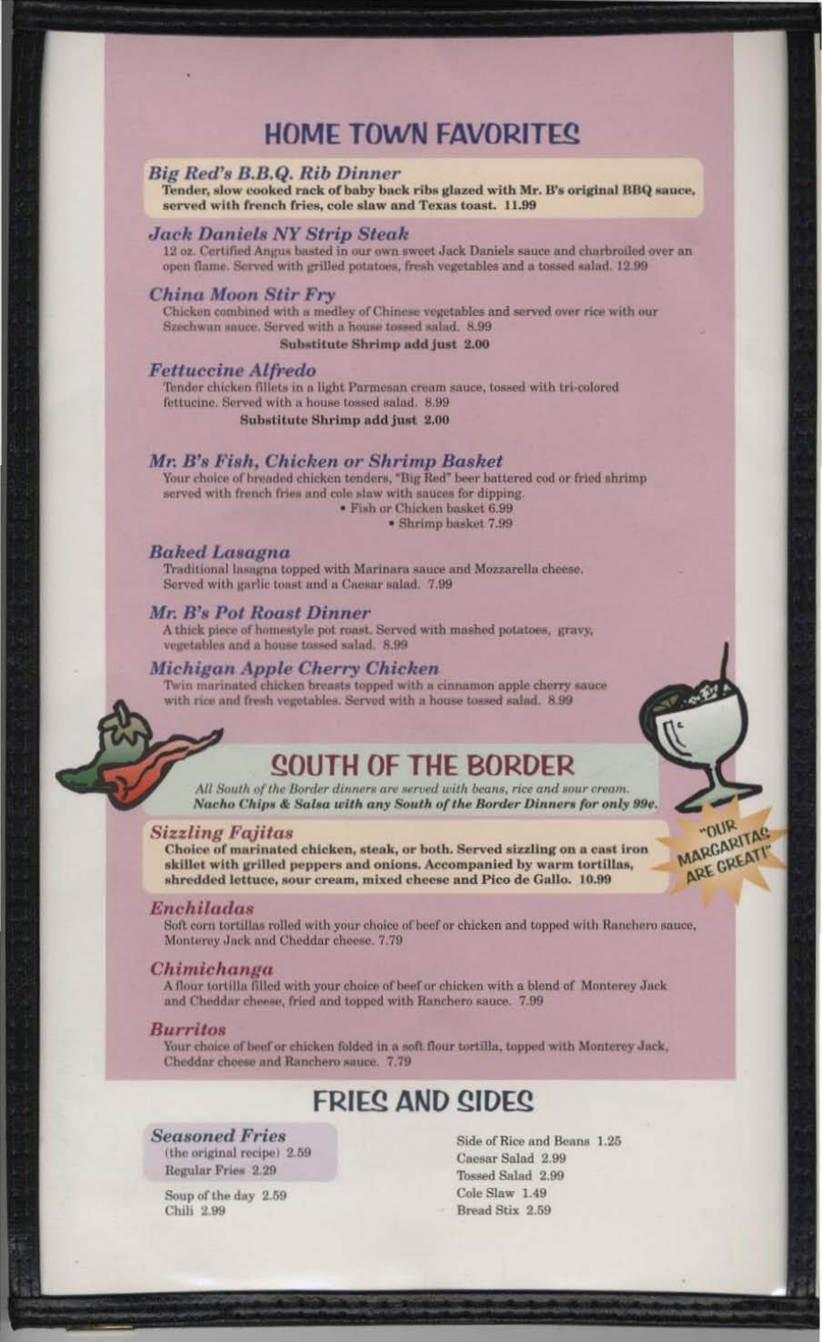## HOME TOWN FAVORITES

### *Big Red's B.B.Q. Rib Dinner*
**Tender, slow cooked rack of baby back ribs glazed with Mr. B's original BBQ sauce, served with french fries, cole slaw and Texas toast. 11.99**

### *Jack Daniels NY Strip Steak*
12 oz. Certified Angus basted in our own sweet Jack Daniels sauce and charbroiled over an open flame. Served with grilled potatoes, fresh vegetables and a tossed salad. 12.99

### *China Moon Stir Fry*
Chicken combined with a medley of Chinese vegetables and served over rice with our Szechwan sauce. Served with a house tossed salad. 8.99

**Substitute Shrimp add just 2.00**

### *Fettuccine Alfredo*
Tender chicken fillets in a light Parmesan cream sauce, tossed with tri-colored fettucine. Served with a house tossed salad. 8.99

**Substitute Shrimp add just 2.00**

### *Mr. B's Fish, Chicken or Shrimp Basket*
Your choice of breaded chicken tenders, "Big Red" beer battered cod or fried shrimp served with french fries and cole slaw with sauces for dipping.

- Fish or Chicken basket 6.99
- Shrimp basket 7.99

### *Baked Lasagna*
Traditional lasagna topped with Marinara sauce and Mozzarella cheese. Served with garlic toast and a Caesar salad. 7.99

### *Mr. B's Pot Roast Dinner*
A thick piece of homestyle pot roast. Served with mashed potatoes, gravy, vegetables and a house tossed salad. 8.99

### *Michigan Apple Cherry Chicken*
Twin marinated chicken breasts topped with a cinnamon apple cherry sauce with rice and fresh vegetables. Served with a house tossed salad. 8.99

## SOUTH OF THE BORDER

*All South of the Border dinners are served with beans, rice and sour cream.*
***Nacho Chips & Salsa with any South of the Border Dinners for only 99¢.***

"OUR MARGARITAS ARE GREAT!"

### *Sizzling Fajitas*
**Choice of marinated chicken, steak, or both. Served sizzling on a cast iron skillet with grilled peppers and onions. Accompanied by warm tortillas, shredded lettuce, sour cream, mixed cheese and Pico de Gallo. 10.99**

### *Enchiladas*
Soft corn tortillas rolled with your choice of beef or chicken and topped with Ranchero sauce, Monterey Jack and Cheddar cheese. 7.79

### *Chimichanga*
A flour tortilla filled with your choice of beef or chicken with a blend of Monterey Jack and Cheddar cheese, fried and topped with Ranchero sauce. 7.99

### *Burritos*
Your choice of beef or chicken folded in a soft flour tortilla, topped with Monterey Jack, Cheddar cheese and Ranchero sauce. 7.79

## FRIES AND SIDES

***Seasoned Fries*** (the original recipe) 2.59
Regular Fries 2.29

Soup of the day 2.59
Chili 2.99

Side of Rice and Beans 1.25
Caesar Salad 2.99
Tossed Salad 2.99
Cole Slaw 1.49
Bread Stix 2.59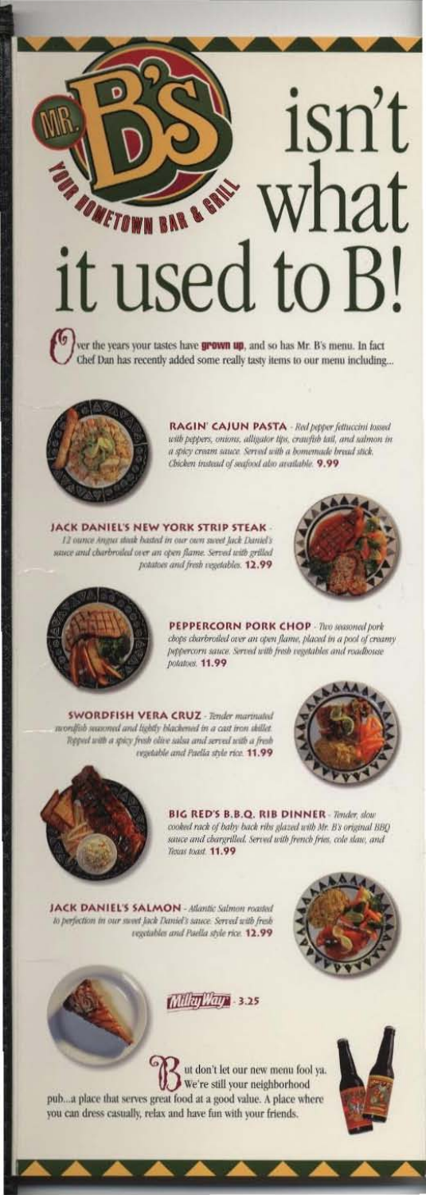# MR. B'S YOUR HOMETOWN BAR & GRILL isn't what it used to B!

Over the years your tastes have **grown up**, and so has Mr. B's menu. In fact Chef Dan has recently added some really tasty items to our menu including...

**RAGIN' CAJUN PASTA** - *Red pepper fettuccini tossed with peppers, onions, alligator tips, crawfish tail, and salmon in a spicy cream sauce. Served with a homemade bread stick. Chicken instead of seafood also available.* **9.99**

**JACK DANIEL'S NEW YORK STRIP STEAK** - *12 ounce Angus steak basted in our own sweet Jack Daniel's sauce and charbroiled over an open flame. Served with grilled potatoes and fresh vegetables.* **12.99**

**PEPPERCORN PORK CHOP** - *Two seasoned pork chops charbroiled over an open flame, placed in a pool of creamy peppercorn sauce. Served with fresh vegetables and roadhouse potatoes.* **11.99**

**SWORDFISH VERA CRUZ** - *Tender marinated swordfish seasoned and lightly blackened in a cast iron skillet. Topped with a spicy fresh olive salsa and served with a fresh vegetable and Paella style rice.* **11.99**

**BIG RED'S B.B.Q. RIB DINNER** - *Tender, slow cooked rack of baby back ribs glazed with Mr. B's original BBQ sauce and chargrilled. Served with french fries, cole slaw, and Texas toast.* **11.99**

**JACK DANIEL'S SALMON** - *Atlantic Salmon roasted to perfection in our sweet Jack Daniel's sauce. Served with fresh vegetables and Paella style rice.* **12.99**

**Milky Way** - **3.25**

But don't let our new menu fool ya. We're still your neighborhood pub...a place that serves great food at a good value. A place where you can dress casually, relax and have fun with your friends.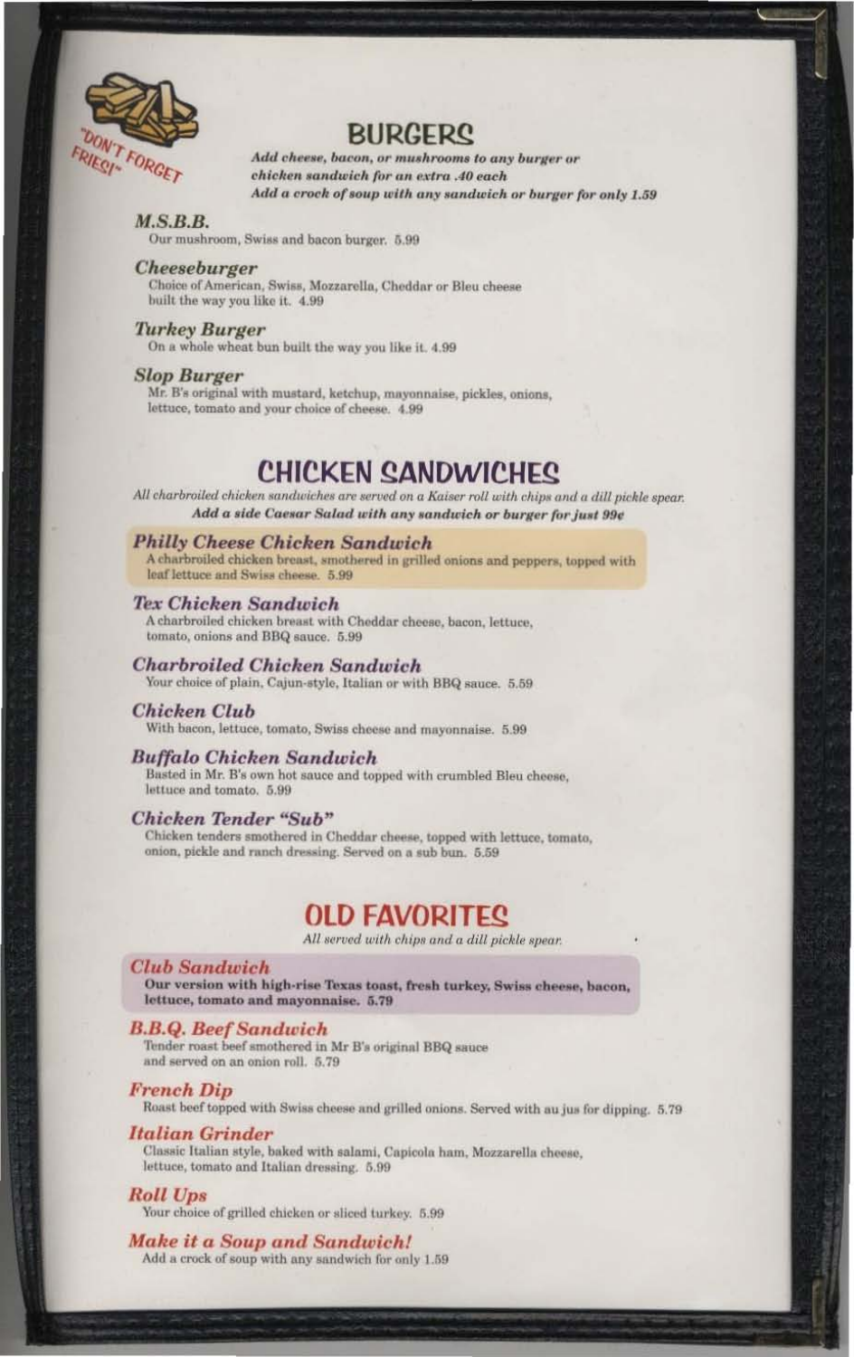"DON'T FORGET FRIES!"

## BURGERS

***Add cheese, bacon, or mushrooms to any burger or chicken sandwich for an extra .40 each***
***Add a crock of soup with any sandwich or burger for only 1.59***

### *M.S.B.B.*
Our mushroom, Swiss and bacon burger. 5.99

### *Cheeseburger*
Choice of American, Swiss, Mozzarella, Cheddar or Bleu cheese built the way you like it. 4.99

### *Turkey Burger*
On a whole wheat bun built the way you like it. 4.99

### *Slop Burger*
Mr. B's original with mustard, ketchup, mayonnaise, pickles, onions, lettuce, tomato and your choice of cheese. 4.99

## CHICKEN SANDWICHES

*All charbroiled chicken sandwiches are served on a Kaiser roll with chips and a dill pickle spear.*
***Add a side Caesar Salad with any sandwich or burger for just 99¢***

### *Philly Cheese Chicken Sandwich*
A charbroiled chicken breast, smothered in grilled onions and peppers, topped with leaf lettuce and Swiss cheese. 5.99

### *Tex Chicken Sandwich*
A charbroiled chicken breast with Cheddar cheese, bacon, lettuce, tomato, onions and BBQ sauce. 5.99

### *Charbroiled Chicken Sandwich*
Your choice of plain, Cajun-style, Italian or with BBQ sauce. 5.59

### *Chicken Club*
With bacon, lettuce, tomato, Swiss cheese and mayonnaise. 5.99

### *Buffalo Chicken Sandwich*
Basted in Mr. B's own hot sauce and topped with crumbled Bleu cheese, lettuce and tomato. 5.99

### *Chicken Tender "Sub"*
Chicken tenders smothered in Cheddar cheese, topped with lettuce, tomato, onion, pickle and ranch dressing. Served on a sub bun. 5.59

## OLD FAVORITES

*All served with chips and a dill pickle spear.*

### *Club Sandwich*
**Our version with high-rise Texas toast, fresh turkey, Swiss cheese, bacon, lettuce, tomato and mayonnaise. 5.79**

### *B.B.Q. Beef Sandwich*
Tender roast beef smothered in Mr B's original BBQ sauce and served on an onion roll. 5.79

### *French Dip*
Roast beef topped with Swiss cheese and grilled onions. Served with au jus for dipping. 5.79

### *Italian Grinder*
Classic Italian style, baked with salami, Capicola ham, Mozzarella cheese, lettuce, tomato and Italian dressing. 5.99

### *Roll Ups*
Your choice of grilled chicken or sliced turkey. 5.99

### *Make it a Soup and Sandwich!*
Add a crock of soup with any sandwich for only 1.59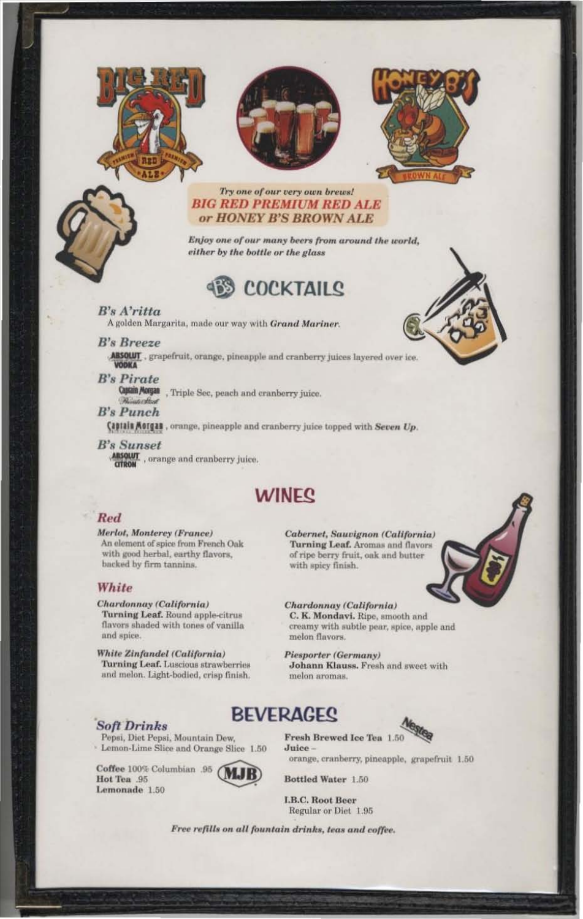*Try one of our very own brews!*
***BIG RED PREMIUM RED ALE***
***or HONEY B'S BROWN ALE***

***Enjoy one of our many beers from around the world, either by the bottle or the glass***

## B's COCKTAILS

### *B's A'ritta*
A golden Margarita, made our way with ***Grand Mariner***.

### *B's Breeze*
ABSOLUT VODKA, grapefruit, orange, pineapple and cranberry juices layered over ice.

### *B's Pirate*
Captain Morgan Parrot Bay, Triple Sec, peach and cranberry juice.

### *B's Punch*
Captain Morgan, orange, pineapple and cranberry juice topped with ***Seven Up***.

### *B's Sunset*
ABSOLUT CITRON, orange and cranberry juice.

## WINES

### *Red*

***Merlot, Monterey (France)***
An element of spice from French Oak with good herbal, earthy flavors, backed by firm tannins.

***Cabernet, Sauvignon (California)***
**Turning Leaf.** Aromas and flavors of ripe berry fruit, oak and butter with spicy finish.

### *White*

***Chardonnay (California)***
**Turning Leaf.** Round apple-citrus flavors shaded with tones of vanilla and spice.

***White Zinfandel (California)***
**Turning Leaf.** Luscious strawberries and melon. Light-bodied, crisp finish.

***Chardonnay (California)***
**C. K. Mondavi.** Ripe, smooth and creamy with subtle pear, spice, apple and melon flavors.

***Piesporter (Germany)***
**Johann Klauss.** Fresh and sweet with melon aromas.

## BEVERAGES

### *Soft Drinks*
Pepsi, Diet Pepsi, Mountain Dew, Lemon-Lime Slice and Orange Slice 1.50

**Coffee** 100% Columbian .95 (MJB)
**Hot Tea** .95
**Lemonade** 1.50

**Fresh Brewed Ice Tea** 1.50 (Nestea)
**Juice** –
orange, cranberry, pineapple, grapefruit 1.50

**Bottled Water** 1.50

**I.B.C. Root Beer**
Regular or Diet 1.95

***Free refills on all fountain drinks, teas and coffee.***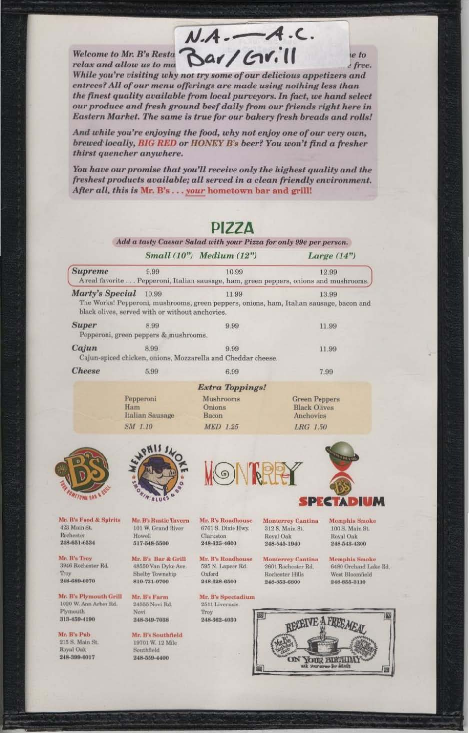N.A.—A.C.
Bar/Grill

*Welcome to Mr. B's Resta... ...e to relax and allow us to ma... ...free. While you're visiting why not try some of our delicious appetizers and entrees? All of our menu offerings are made using nothing less than the finest quality available from local purveyors. In fact, we hand select our produce and fresh ground beef daily from our friends right here in Eastern Market. The same is true for our bakery fresh breads and rolls!*

*And while you're enjoying the food, why not enjoy one of our very own, brewed locally, **BIG RED** or **HONEY B's** beer? You won't find a fresher thirst quencher anywhere.*

*You have our promise that you'll receive only the highest quality and the freshest products available; all served in a clean friendly environment. After all, this is **Mr. B's . . . your hometown bar and grill!***

## PIZZA

*Add a tasty Caesar Salad with your Pizza for only 99¢ per person.*

| | Small (10") | Medium (12") | Large (14") |
|---|---|---|---|
| **Supreme** | 9.99 | 10.99 | 12.99 |
| A real favorite . . . Pepperoni, Italian sausage, ham, green peppers, onions and mushrooms. | | | |
| **Marty's Special** | 10.99 | 11.99 | 13.99 |
| The Works! Pepperoni, mushrooms, green peppers, onions, ham, Italian sausage, bacon and black olives, served with or without anchovies. | | | |
| **Super** | 8.99 | 9.99 | 11.99 |
| Pepperoni, green peppers & mushrooms. | | | |
| **Cajun** | 8.99 | 9.99 | 11.99 |
| Cajun-spiced chicken, onions, Mozzarella and Cheddar cheese. | | | |
| **Cheese** | 5.99 | 6.99 | 7.99 |

### Extra Toppings!

| | | |
|---|---|---|
| Pepperoni | Mushrooms | Green Peppers |
| Ham | Onions | Black Olives |
| Italian Sausage | Bacon | Anchovies |
| SM 1.10 | MED 1.25 | LRG 1.50 |

Mr. B's — Your Hometown Bar & Grill | Memphis Smoke — Smokin' Blues & BBQ | Monterrey | Mr. B's Spectadium

**Mr. B's Food & Spirits**
423 Main St.
Rochester
248-651-6534

**Mr. B's Troy**
3946 Rochester Rd.
Troy
248-689-6070

**Mr. B's Plymouth Grill**
1020 W. Ann Arbor Rd.
Plymouth
313-459-4190

**Mr. B's Pub**
215 S. Main St.
Royal Oak
248-399-0017

**Mr. B's Rustic Tavern**
101 W. Grand River
Howell
517-548-5500

**Mr. B's Bar & Grill**
48550 Van Dyke Ave.
Shelby Township
810-731-0700

**Mr. B's Farm**
24555 Novi Rd.
Novi
248-349-7038

**Mr. B's Southfield**
19701 W. 12 Mile
Southfield
248-559-4400

**Mr. B's Roadhouse**
6761 S. Dixie Hwy.
Clarkston
248-625-4600

**Mr. B's Roadhouse**
595 N. Lapeer Rd.
Oxford
248-628-6500

**Mr. B's Spectadium**
2511 Livernois
Troy
248-362-4030

**Monterrey Cantina**
312 S. Main St.
Royal Oak
248-545-1940

**Monterrey Cantina**
2601 Rochester Rd.
Rochester Hills
248-853-6800

**Memphis Smoke**
100 S. Main St.
Royal Oak
248-543-4300

**Memphis Smoke**
6480 Orchard Lake Rd.
West Bloomfield
248-855-3110

RECEIVE A FREE MEAL ON YOUR BIRTHDAY — Mr. B's birthday club — ask your server for details